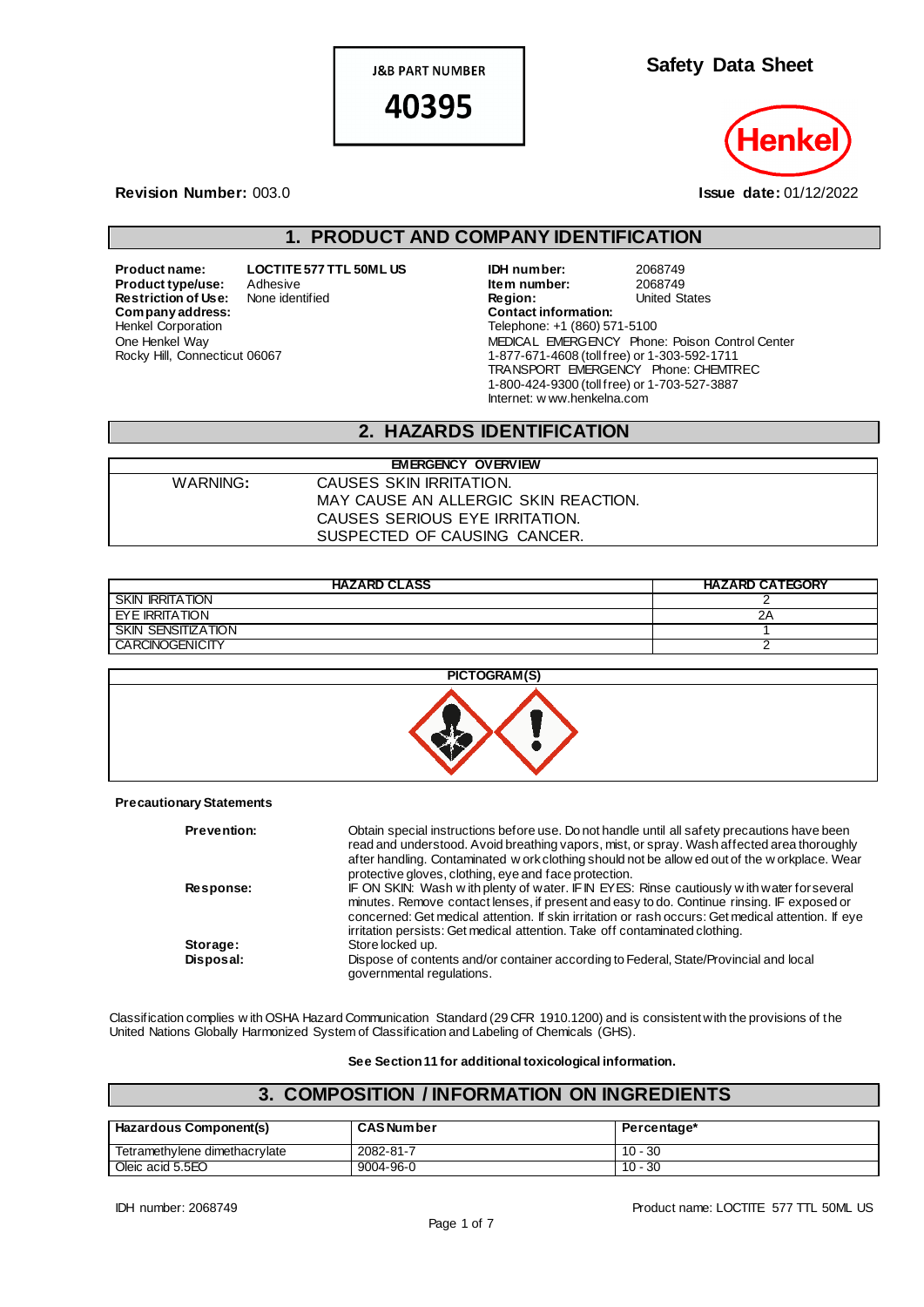**J&B PART NUMBER**

**40395**

# Safety Data Sheet

Henkel

**Revision Number:** 003.0

**Issue date:** 01/12/2022

## 1. PRODUCT AND COMPANY IDENTIFICATION

**Product name:** LOCTITE 577 TTL 50ML US
**Product type/use:** Adhesive
**Restriction of Use:** None identified
**Company address:**
Henkel Corporation
One Henkel Way
Rocky Hill, Connecticut 06067

**IDH number:** 2068749
**Item number:** 2068749
**Region:** United States
**Contact information:**
Telephone: +1 (860) 571-5100
MEDICAL EMERGENCY Phone: Poison Control Center
1-877-671-4608 (toll free) or 1-303-592-1711
TRANSPORT EMERGENCY Phone: CHEMTREC
1-800-424-9300 (toll free) or 1-703-527-3887
Internet: www.henkelna.com

## 2. HAZARDS IDENTIFICATION

| EMERGENCY OVERVIEW | |
|---|---|
| WARNING: | CAUSES SKIN IRRITATION.<br>MAY CAUSE AN ALLERGIC SKIN REACTION.<br>CAUSES SERIOUS EYE IRRITATION.<br>SUSPECTED OF CAUSING CANCER. |

| HAZARD CLASS | HAZARD CATEGORY |
|---|---|
| SKIN IRRITATION | 2 |
| EYE IRRITATION | 2A |
| SKIN SENSITIZATION | 1 |
| CARCINOGENICITY | 2 |

**PICTOGRAM(S)**

**Precautionary Statements**

**Prevention:** Obtain special instructions before use. Do not handle until all safety precautions have been read and understood. Avoid breathing vapors, mist, or spray. Wash affected area thoroughly after handling. Contaminated work clothing should not be allowed out of the workplace. Wear protective gloves, clothing, eye and face protection.

**Response:** IF ON SKIN: Wash with plenty of water. IF IN EYES: Rinse cautiously with water for several minutes. Remove contact lenses, if present and easy to do. Continue rinsing. IF exposed or concerned: Get medical attention. If skin irritation or rash occurs: Get medical attention. If eye irritation persists: Get medical attention. Take off contaminated clothing.

**Storage:** Store locked up.

**Disposal:** Dispose of contents and/or container according to Federal, State/Provincial and local governmental regulations.

Classification complies with OSHA Hazard Communication Standard (29 CFR 1910.1200) and is consistent with the provisions of the United Nations Globally Harmonized System of Classification and Labeling of Chemicals (GHS).

**See Section 11 for additional toxicological information.**

## 3. COMPOSITION / INFORMATION ON INGREDIENTS

| Hazardous Component(s) | CAS Number | Percentage* |
|---|---|---|
| Tetramethylene dimethacrylate | 2082-81-7 | 10 - 30 |
| Oleic acid 5.5EO | 9004-96-0 | 10 - 30 |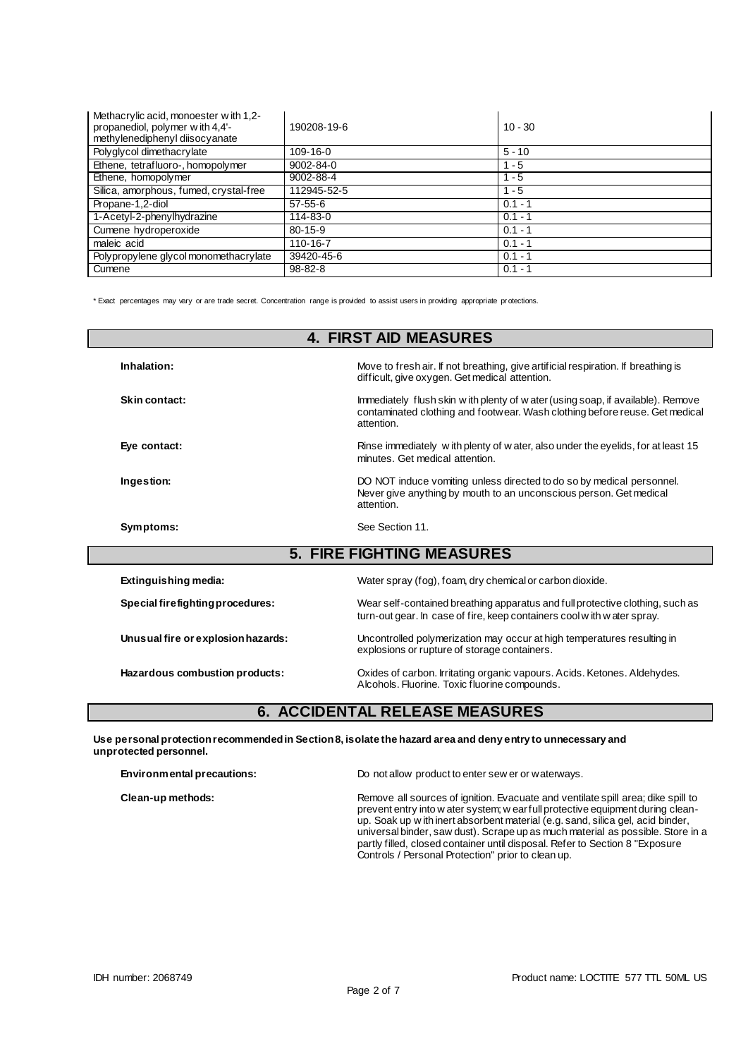| | | |
|---|---|---|
| Methacrylic acid, monoester with 1,2-propanediol, polymer with 4,4'-methylenediphenyl diisocyanate | 190208-19-6 | 10 - 30 |
| Polyglycol dimethacrylate | 109-16-0 | 5 - 10 |
| Ethene, tetrafluoro-, homopolymer | 9002-84-0 | 1 - 5 |
| Ethene, homopolymer | 9002-88-4 | 1 - 5 |
| Silica, amorphous, fumed, crystal-free | 112945-52-5 | 1 - 5 |
| Propane-1,2-diol | 57-55-6 | 0.1 - 1 |
| 1-Acetyl-2-phenylhydrazine | 114-83-0 | 0.1 - 1 |
| Cumene hydroperoxide | 80-15-9 | 0.1 - 1 |
| maleic acid | 110-16-7 | 0.1 - 1 |
| Polypropylene glycol monomethacrylate | 39420-45-6 | 0.1 - 1 |
| Cumene | 98-82-8 | 0.1 - 1 |

* Exact percentages may vary or are trade secret. Concentration range is provided to assist users in providing appropriate protections.

## 4. FIRST AID MEASURES

**Inhalation:** Move to fresh air. If not breathing, give artificial respiration. If breathing is difficult, give oxygen. Get medical attention.

**Skin contact:** Immediately flush skin with plenty of water (using soap, if available). Remove contaminated clothing and footwear. Wash clothing before reuse. Get medical attention.

**Eye contact:** Rinse immediately with plenty of water, also under the eyelids, for at least 15 minutes. Get medical attention.

**Ingestion:** DO NOT induce vomiting unless directed to do so by medical personnel. Never give anything by mouth to an unconscious person. Get medical attention.

**Symptoms:** See Section 11.

## 5. FIRE FIGHTING MEASURES

**Extinguishing media:** Water spray (fog), foam, dry chemical or carbon dioxide.

**Special firefighting procedures:** Wear self-contained breathing apparatus and full protective clothing, such as turn-out gear. In case of fire, keep containers cool with water spray.

**Unusual fire or explosion hazards:** Uncontrolled polymerization may occur at high temperatures resulting in explosions or rupture of storage containers.

**Hazardous combustion products:** Oxides of carbon. Irritating organic vapours. Acids. Ketones. Aldehydes. Alcohols. Fluorine. Toxic fluorine compounds.

## 6. ACCIDENTAL RELEASE MEASURES

**Use personal protection recommended in Section 8, isolate the hazard area and deny entry to unnecessary and unprotected personnel.**

**Environmental precautions:** Do not allow product to enter sewer or waterways.

**Clean-up methods:** Remove all sources of ignition. Evacuate and ventilate spill area; dike spill to prevent entry into water system; wear full protective equipment during clean-up. Soak up with inert absorbent material (e.g. sand, silica gel, acid binder, universal binder, saw dust). Scrape up as much material as possible. Store in a partly filled, closed container until disposal. Refer to Section 8 "Exposure Controls / Personal Protection" prior to clean up.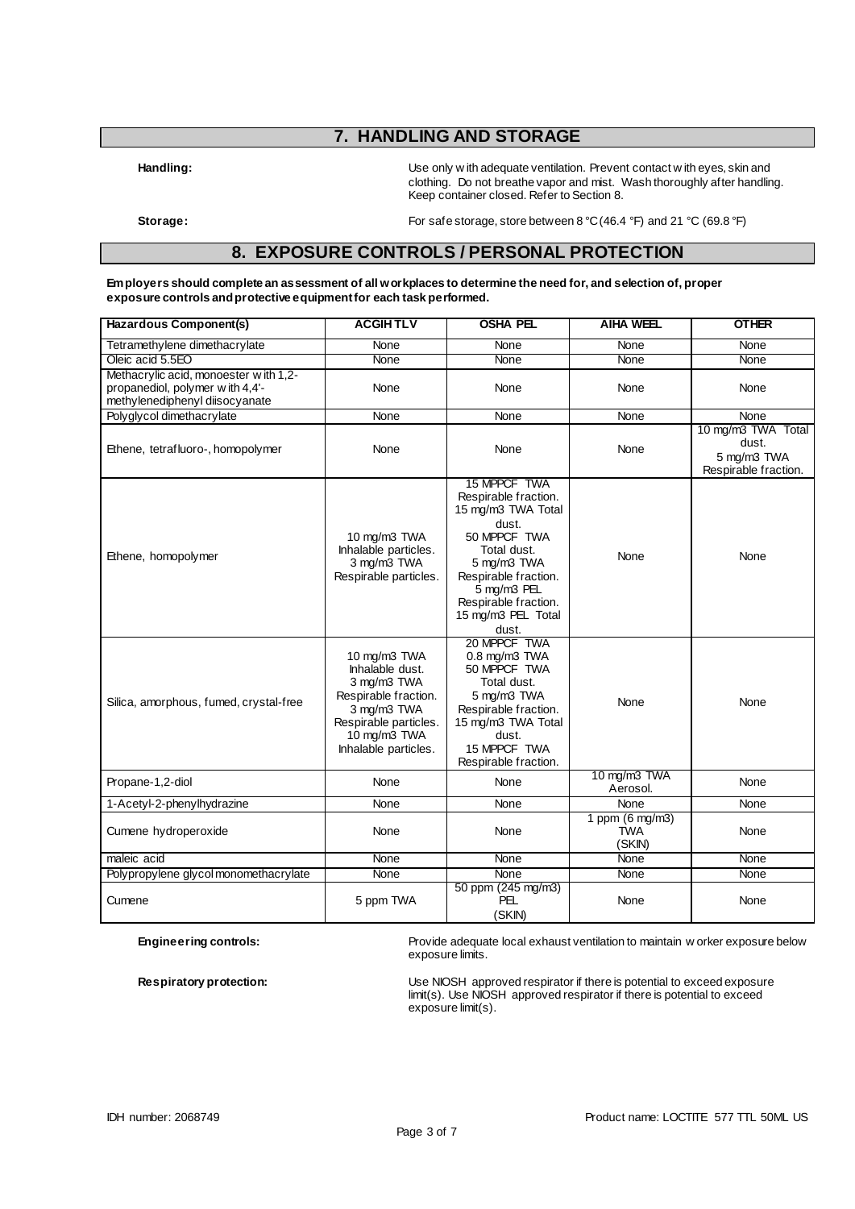## 7. HANDLING AND STORAGE

**Handling:** Use only with adequate ventilation. Prevent contact with eyes, skin and clothing. Do not breathe vapor and mist. Wash thoroughly after handling. Keep container closed. Refer to Section 8.

**Storage:** For safe storage, store between 8 °C (46.4 °F) and 21 °C (69.8 °F)

## 8. EXPOSURE CONTROLS / PERSONAL PROTECTION

**Employers should complete an assessment of all workplaces to determine the need for, and selection of, proper exposure controls and protective equipment for each task performed.**

| Hazardous Component(s) | ACGIH TLV | OSHA PEL | AIHA WEEL | OTHER |
|---|---|---|---|---|
| Tetramethylene dimethacrylate | None | None | None | None |
| Oleic acid 5.5EO | None | None | None | None |
| Methacrylic acid, monoester with 1,2-propanediol, polymer with 4,4'-methylenediphenyl diisocyanate | None | None | None | None |
| Polyglycol dimethacrylate | None | None | None | None |
| Ethene, tetrafluoro-, homopolymer | None | None | None | 10 mg/m3 TWA Total dust.<br>5 mg/m3 TWA Respirable fraction. |
| Ethene, homopolymer | 10 mg/m3 TWA Inhalable particles.<br>3 mg/m3 TWA Respirable particles. | 15 MPPCF TWA Respirable fraction.<br>15 mg/m3 TWA Total dust.<br>50 MPPCF TWA Total dust.<br>5 mg/m3 TWA Respirable fraction.<br>5 mg/m3 PEL Respirable fraction.<br>15 mg/m3 PEL Total dust. | None | None |
| Silica, amorphous, fumed, crystal-free | 10 mg/m3 TWA Inhalable dust.<br>3 mg/m3 TWA Respirable fraction.<br>3 mg/m3 TWA Respirable particles.<br>10 mg/m3 TWA Inhalable particles. | 20 MPPCF TWA<br>0.8 mg/m3 TWA<br>50 MPPCF TWA Total dust.<br>5 mg/m3 TWA Respirable fraction.<br>15 mg/m3 TWA Total dust.<br>15 MPPCF TWA Respirable fraction. | None | None |
| Propane-1,2-diol | None | None | 10 mg/m3 TWA Aerosol. | None |
| 1-Acetyl-2-phenylhydrazine | None | None | None | None |
| Cumene hydroperoxide | None | None | 1 ppm (6 mg/m3) TWA (SKIN) | None |
| maleic acid | None | None | None | None |
| Polypropylene glycol monomethacrylate | None | None | None | None |
| Cumene | 5 ppm TWA | 50 ppm (245 mg/m3) PEL (SKIN) | None | None |

**Engineering controls:** Provide adequate local exhaust ventilation to maintain worker exposure below exposure limits.

**Respiratory protection:** Use NIOSH approved respirator if there is potential to exceed exposure limit(s). Use NIOSH approved respirator if there is potential to exceed exposure limit(s).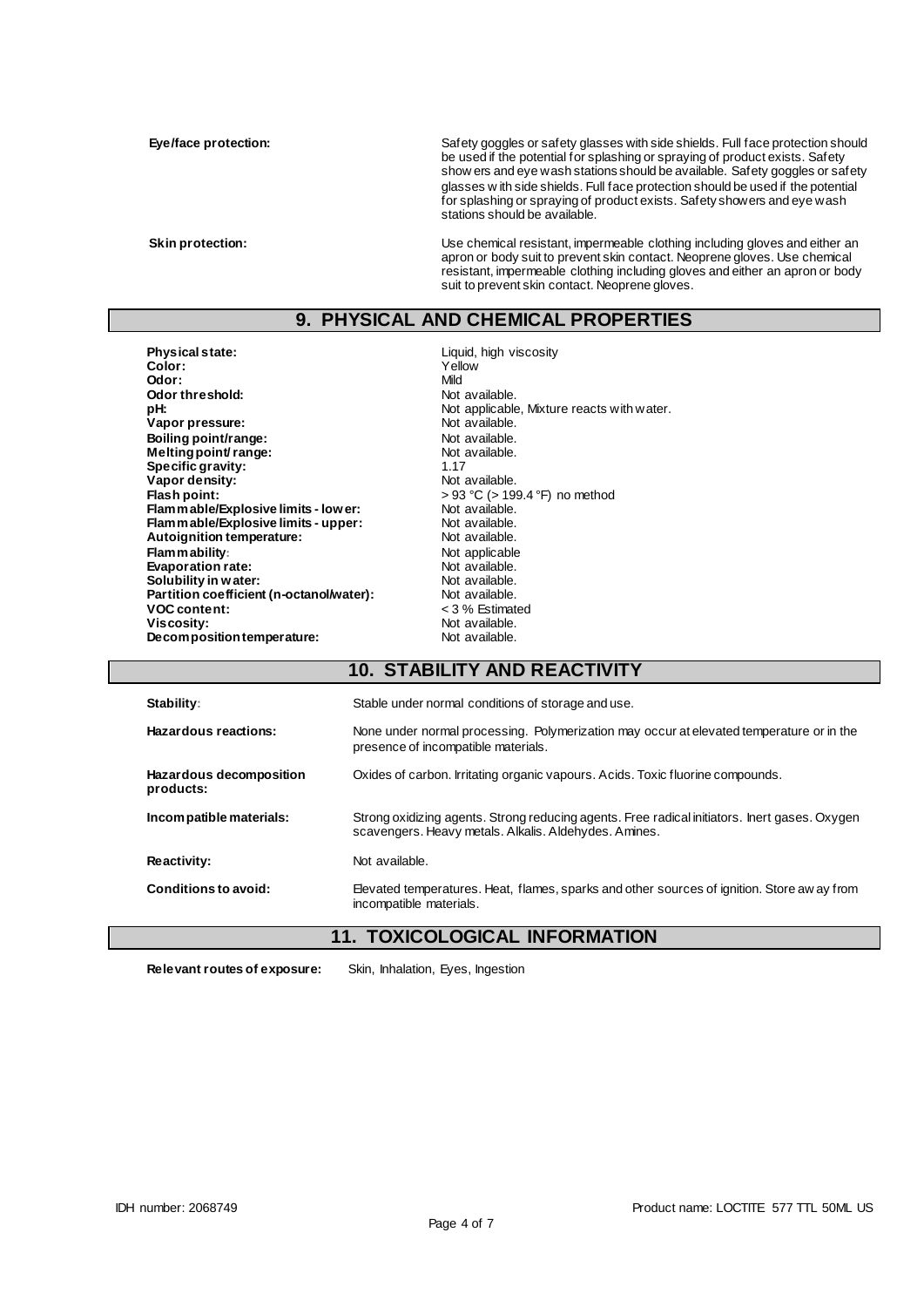**Eye/face protection:** Safety goggles or safety glasses with side shields. Full face protection should be used if the potential for splashing or spraying of product exists. Safety showers and eye wash stations should be available. Safety goggles or safety glasses with side shields. Full face protection should be used if the potential for splashing or spraying of product exists. Safety showers and eye wash stations should be available.

**Skin protection:** Use chemical resistant, impermeable clothing including gloves and either an apron or body suit to prevent skin contact. Neoprene gloves. Use chemical resistant, impermeable clothing including gloves and either an apron or body suit to prevent skin contact. Neoprene gloves.

## 9. PHYSICAL AND CHEMICAL PROPERTIES

| | |
|---|---|
| **Physical state:** | Liquid, high viscosity |
| **Color:** | Yellow |
| **Odor:** | Mild |
| **Odor threshold:** | Not available. |
| **pH:** | Not applicable, Mixture reacts with water. |
| **Vapor pressure:** | Not available. |
| **Boiling point/range:** | Not available. |
| **Melting point/ range:** | Not available. |
| **Specific gravity:** | 1.17 |
| **Vapor density:** | Not available. |
| **Flash point:** | > 93 °C (> 199.4 °F) no method |
| **Flammable/Explosive limits - lower:** | Not available. |
| **Flammable/Explosive limits - upper:** | Not available. |
| **Autoignition temperature:** | Not available. |
| **Flammability:** | Not applicable |
| **Evaporation rate:** | Not available. |
| **Solubility in water:** | Not available. |
| **Partition coefficient (n-octanol/water):** | Not available. |
| **VOC content:** | < 3 % Estimated |
| **Viscosity:** | Not available. |
| **Decomposition temperature:** | Not available. |

## 10. STABILITY AND REACTIVITY

| | |
|---|---|
| **Stability:** | Stable under normal conditions of storage and use. |
| **Hazardous reactions:** | None under normal processing. Polymerization may occur at elevated temperature or in the presence of incompatible materials. |
| **Hazardous decomposition products:** | Oxides of carbon. Irritating organic vapours. Acids. Toxic fluorine compounds. |
| **Incompatible materials:** | Strong oxidizing agents. Strong reducing agents. Free radical initiators. Inert gases. Oxygen scavengers. Heavy metals. Alkalis. Aldehydes. Amines. |
| **Reactivity:** | Not available. |
| **Conditions to avoid:** | Elevated temperatures. Heat, flames, sparks and other sources of ignition. Store away from incompatible materials. |

## 11. TOXICOLOGICAL INFORMATION

**Relevant routes of exposure:** Skin, Inhalation, Eyes, Ingestion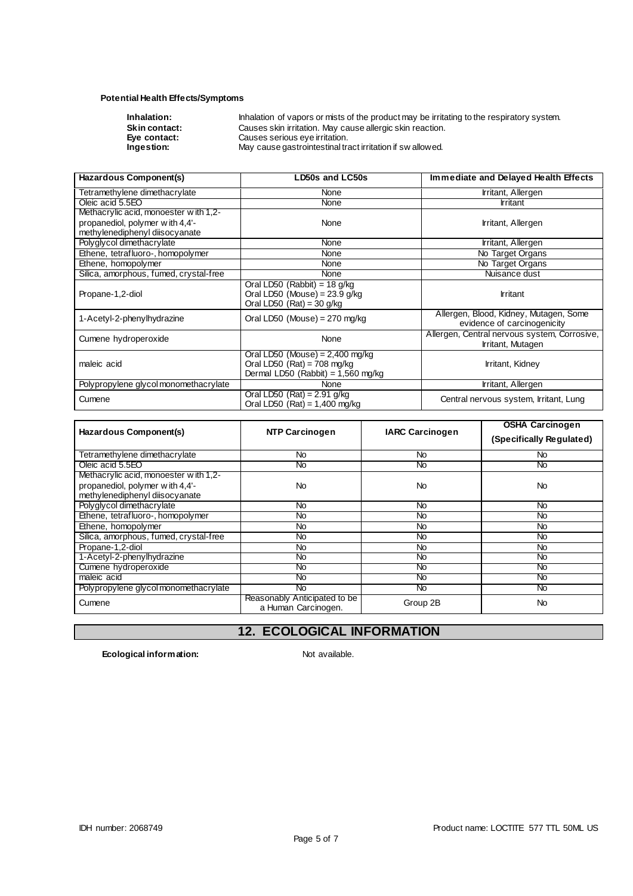**Potential Health Effects/Symptoms**

**Inhalation:** Inhalation of vapors or mists of the product may be irritating to the respiratory system.
**Skin contact:** Causes skin irritation. May cause allergic skin reaction.
**Eye contact:** Causes serious eye irritation.
**Ingestion:** May cause gastrointestinal tract irritation if swallowed.

| Hazardous Component(s) | LD50s and LC50s | Immediate and Delayed Health Effects |
|---|---|---|
| Tetramethylene dimethacrylate | None | Irritant, Allergen |
| Oleic acid 5.5EO | None | Irritant |
| Methacrylic acid, monoester with 1,2-propanediol, polymer with 4,4'-methylenediphenyl diisocyanate | None | Irritant, Allergen |
| Polyglycol dimethacrylate | None | Irritant, Allergen |
| Ethene, tetrafluoro-, homopolymer | None | No Target Organs |
| Ethene, homopolymer | None | No Target Organs |
| Silica, amorphous, fumed, crystal-free | None | Nuisance dust |
| Propane-1,2-diol | Oral LD50 (Rabbit) = 18 g/kg<br>Oral LD50 (Mouse) = 23.9 g/kg<br>Oral LD50 (Rat) = 30 g/kg | Irritant |
| 1-Acetyl-2-phenylhydrazine | Oral LD50 (Mouse) = 270 mg/kg | Allergen, Blood, Kidney, Mutagen, Some evidence of carcinogenicity |
| Cumene hydroperoxide | None | Allergen, Central nervous system, Corrosive, Irritant, Mutagen |
| maleic acid | Oral LD50 (Mouse) = 2,400 mg/kg<br>Oral LD50 (Rat) = 708 mg/kg<br>Dermal LD50 (Rabbit) = 1,560 mg/kg | Irritant, Kidney |
| Polypropylene glycol monomethacrylate | None | Irritant, Allergen |
| Cumene | Oral LD50 (Rat) = 2.91 g/kg<br>Oral LD50 (Rat) = 1,400 mg/kg | Central nervous system, Irritant, Lung |

| Hazardous Component(s) | NTP Carcinogen | IARC Carcinogen | OSHA Carcinogen (Specifically Regulated) |
|---|---|---|---|
| Tetramethylene dimethacrylate | No | No | No |
| Oleic acid 5.5EO | No | No | No |
| Methacrylic acid, monoester with 1,2-propanediol, polymer with 4,4'-methylenediphenyl diisocyanate | No | No | No |
| Polyglycol dimethacrylate | No | No | No |
| Ethene, tetrafluoro-, homopolymer | No | No | No |
| Ethene, homopolymer | No | No | No |
| Silica, amorphous, fumed, crystal-free | No | No | No |
| Propane-1,2-diol | No | No | No |
| 1-Acetyl-2-phenylhydrazine | No | No | No |
| Cumene hydroperoxide | No | No | No |
| maleic acid | No | No | No |
| Polypropylene glycol monomethacrylate | No | No | No |
| Cumene | Reasonably Anticipated to be a Human Carcinogen. | Group 2B | No |

## 12. ECOLOGICAL INFORMATION

**Ecological information:** Not available.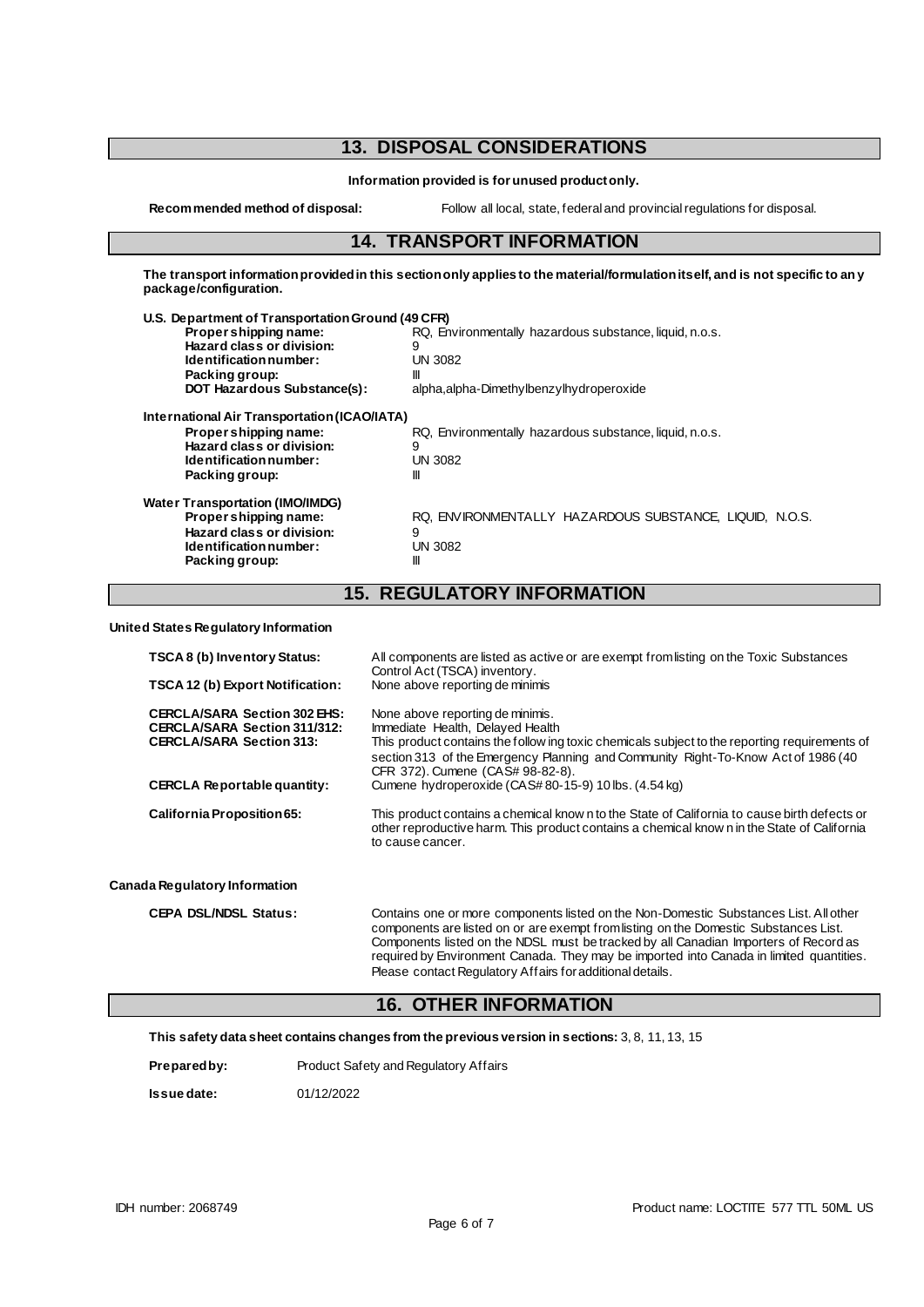## 13. DISPOSAL CONSIDERATIONS

**Information provided is for unused product only.**

**Recommended method of disposal:** Follow all local, state, federal and provincial regulations for disposal.

## 14. TRANSPORT INFORMATION

**The transport information provided in this section only applies to the material/formulation itself, and is not specific to any package/configuration.**

**U.S. Department of Transportation Ground (49 CFR)**

| | |
|---|---|
| **Proper shipping name:** | RQ, Environmentally hazardous substance, liquid, n.o.s. |
| **Hazard class or division:** | 9 |
| **Identification number:** | UN 3082 |
| **Packing group:** | III |
| **DOT Hazardous Substance(s):** | alpha,alpha-Dimethylbenzylhydroperoxide |

**International Air Transportation (ICAO/IATA)**

| | |
|---|---|
| **Proper shipping name:** | RQ, Environmentally hazardous substance, liquid, n.o.s. |
| **Hazard class or division:** | 9 |
| **Identification number:** | UN 3082 |
| **Packing group:** | III |

**Water Transportation (IMO/IMDG)**

| | |
|---|---|
| **Proper shipping name:** | RQ, ENVIRONMENTALLY HAZARDOUS SUBSTANCE, LIQUID, N.O.S. |
| **Hazard class or division:** | 9 |
| **Identification number:** | UN 3082 |
| **Packing group:** | III |

## 15. REGULATORY INFORMATION

**United States Regulatory Information**

| | |
|---|---|
| **TSCA 8 (b) Inventory Status:** | All components are listed as active or are exempt from listing on the Toxic Substances Control Act (TSCA) inventory. |
| **TSCA 12 (b) Export Notification:** | None above reporting de minimis |
| **CERCLA/SARA Section 302 EHS:** | None above reporting de minimis. |
| **CERCLA/SARA Section 311/312:** | Immediate Health, Delayed Health |
| **CERCLA/SARA Section 313:** | This product contains the following toxic chemicals subject to the reporting requirements of section 313 of the Emergency Planning and Community Right-To-Know Act of 1986 (40 CFR 372). Cumene (CAS# 98-82-8). |
| **CERCLA Reportable quantity:** | Cumene hydroperoxide (CAS# 80-15-9) 10 lbs. (4.54 kg) |
| **California Proposition 65:** | This product contains a chemical known to the State of California to cause birth defects or other reproductive harm. This product contains a chemical known in the State of California to cause cancer. |

**Canada Regulatory Information**

| | |
|---|---|
| **CEPA DSL/NDSL Status:** | Contains one or more components listed on the Non-Domestic Substances List. All other components are listed on or are exempt from listing on the Domestic Substances List. Components listed on the NDSL must be tracked by all Canadian Importers of Record as required by Environment Canada. They may be imported into Canada in limited quantities. Please contact Regulatory Affairs for additional details. |

## 16. OTHER INFORMATION

**This safety data sheet contains changes from the previous version in sections:** 3, 8, 11, 13, 15

**Prepared by:** Product Safety and Regulatory Affairs

**Issue date:** 01/12/2022

IDH number: 2068749

Product name: LOCTITE 577 TTL 50ML US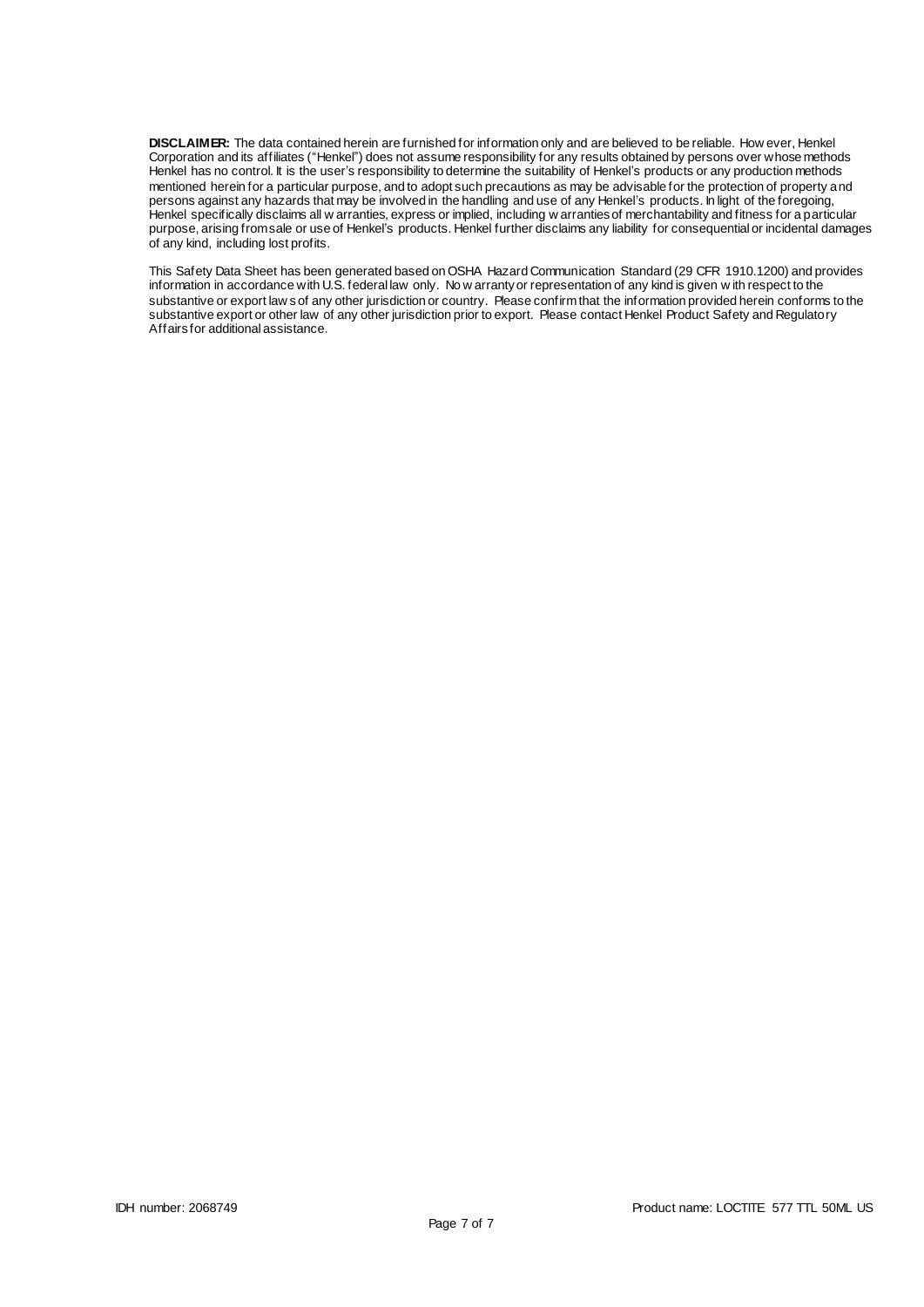**DISCLAIMER:** The data contained herein are furnished for information only and are believed to be reliable. However, Henkel Corporation and its affiliates ("Henkel") does not assume responsibility for any results obtained by persons over whose methods Henkel has no control. It is the user's responsibility to determine the suitability of Henkel's products or any production methods mentioned herein for a particular purpose, and to adopt such precautions as may be advisable for the protection of property and persons against any hazards that may be involved in the handling and use of any Henkel's products. In light of the foregoing, Henkel specifically disclaims all warranties, express or implied, including warranties of merchantability and fitness for a particular purpose, arising from sale or use of Henkel's products. Henkel further disclaims any liability for consequential or incidental damages of any kind, including lost profits.

This Safety Data Sheet has been generated based on OSHA Hazard Communication Standard (29 CFR 1910.1200) and provides information in accordance with U.S. federal law only. No warranty or representation of any kind is given with respect to the substantive or export laws of any other jurisdiction or country. Please confirm that the information provided herein conforms to the substantive export or other law of any other jurisdiction prior to export. Please contact Henkel Product Safety and Regulatory Affairs for additional assistance.